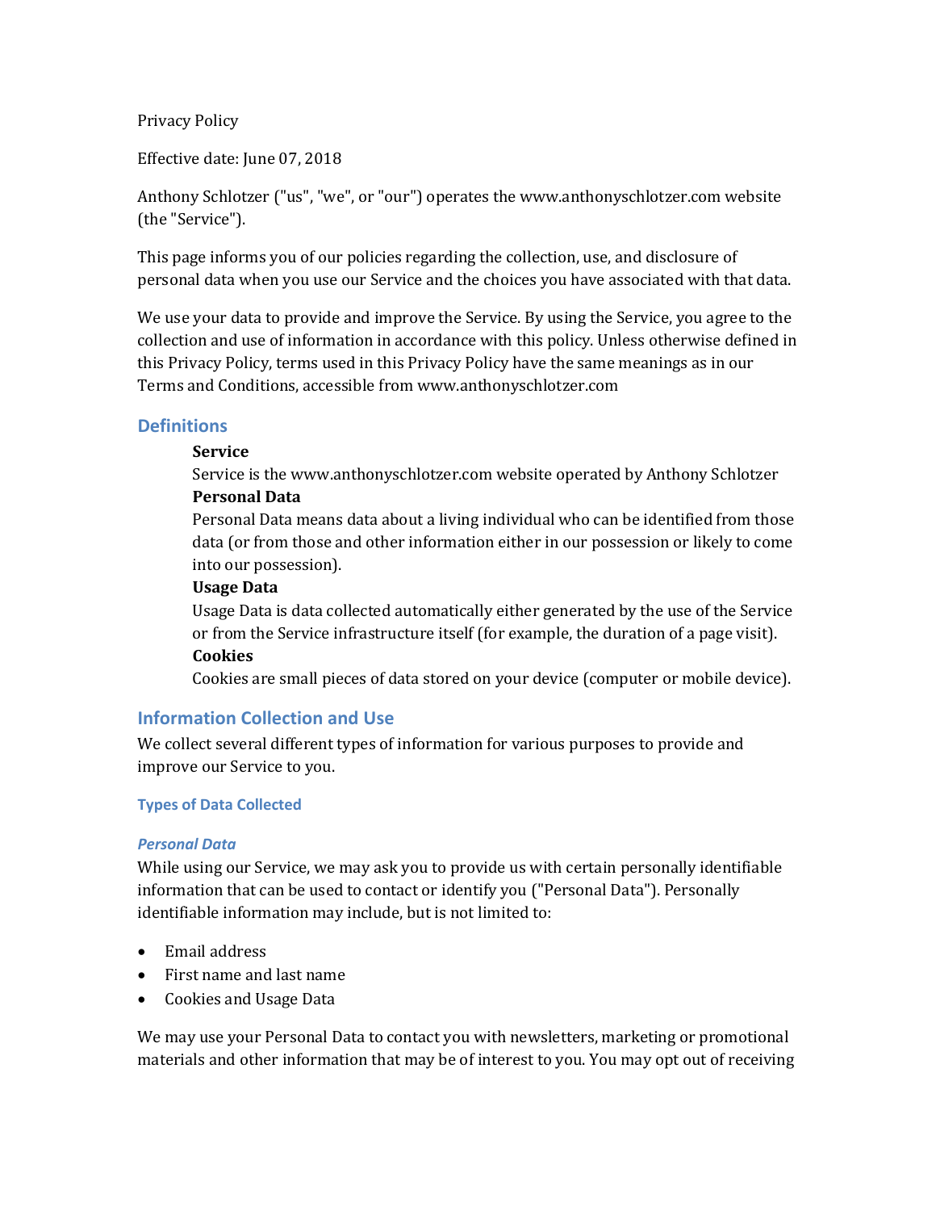Privacy Policy

Effective date: June 07, 2018

Anthony Schlotzer ("us", "we", or "our") operates the www.anthonyschlotzer.com website (the "Service").

This page informs you of our policies regarding the collection, use, and disclosure of personal data when you use our Service and the choices you have associated with that data.

We use your data to provide and improve the Service. By using the Service, you agree to the collection and use of information in accordance with this policy. Unless otherwise defined in this Privacy Policy, terms used in this Privacy Policy have the same meanings as in our Terms and Conditions, accessible from www.anthonyschlotzer.com

## Definitions

**Service**
Service is the www.anthonyschlotzer.com website operated by Anthony Schlotzer

**Personal Data**
Personal Data means data about a living individual who can be identified from those data (or from those and other information either in our possession or likely to come into our possession).

**Usage Data**
Usage Data is data collected automatically either generated by the use of the Service or from the Service infrastructure itself (for example, the duration of a page visit).

**Cookies**
Cookies are small pieces of data stored on your device (computer or mobile device).

## Information Collection and Use

We collect several different types of information for various purposes to provide and improve our Service to you.

### Types of Data Collected

#### *Personal Data*

While using our Service, we may ask you to provide us with certain personally identifiable information that can be used to contact or identify you ("Personal Data"). Personally identifiable information may include, but is not limited to:

- Email address
- First name and last name
- Cookies and Usage Data

We may use your Personal Data to contact you with newsletters, marketing or promotional materials and other information that may be of interest to you. You may opt out of receiving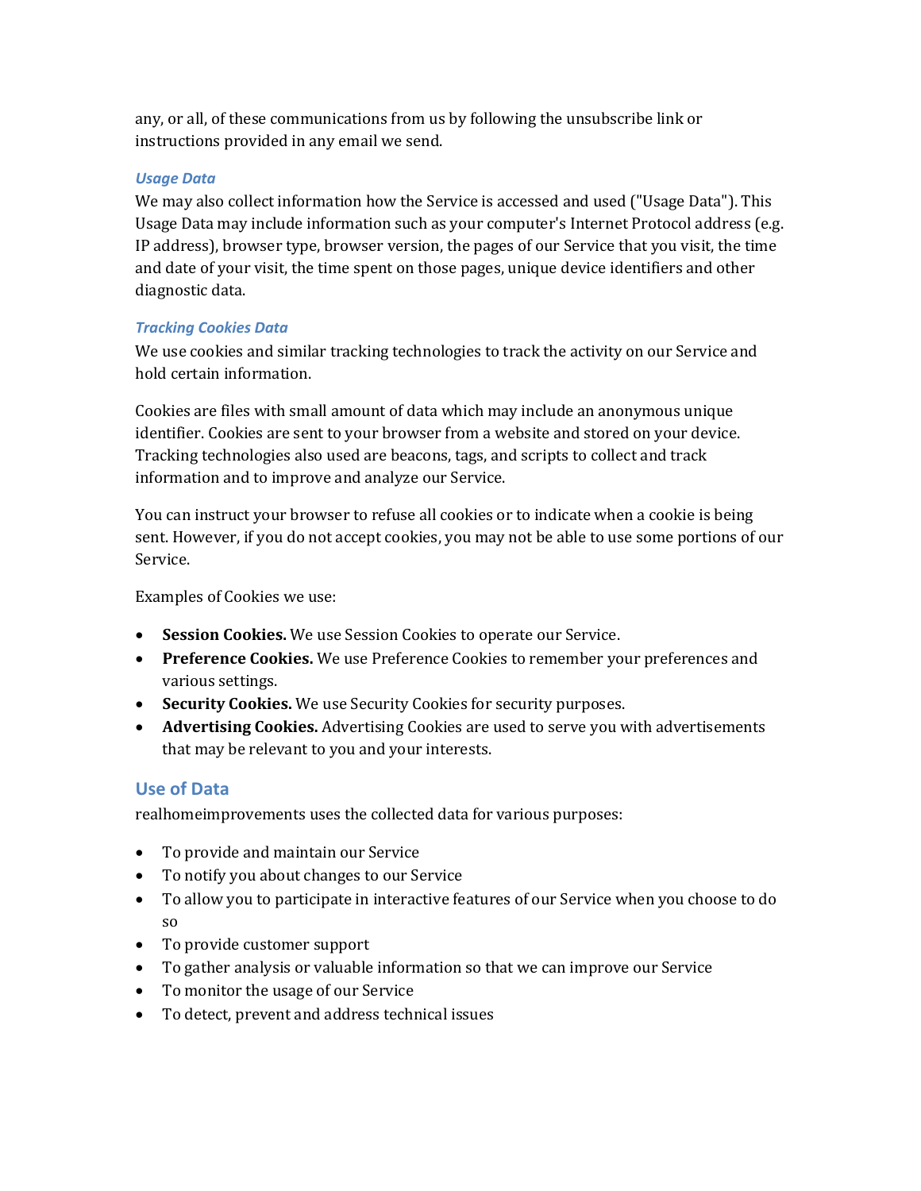any, or all, of these communications from us by following the unsubscribe link or instructions provided in any email we send.

#### *Usage Data*

We may also collect information how the Service is accessed and used ("Usage Data"). This Usage Data may include information such as your computer's Internet Protocol address (e.g. IP address), browser type, browser version, the pages of our Service that you visit, the time and date of your visit, the time spent on those pages, unique device identifiers and other diagnostic data.

#### *Tracking Cookies Data*

We use cookies and similar tracking technologies to track the activity on our Service and hold certain information.

Cookies are files with small amount of data which may include an anonymous unique identifier. Cookies are sent to your browser from a website and stored on your device. Tracking technologies also used are beacons, tags, and scripts to collect and track information and to improve and analyze our Service.

You can instruct your browser to refuse all cookies or to indicate when a cookie is being sent. However, if you do not accept cookies, you may not be able to use some portions of our Service.

Examples of Cookies we use:

- **Session Cookies.** We use Session Cookies to operate our Service.
- **Preference Cookies.** We use Preference Cookies to remember your preferences and various settings.
- **Security Cookies.** We use Security Cookies for security purposes.
- **Advertising Cookies.** Advertising Cookies are used to serve you with advertisements that may be relevant to you and your interests.

## Use of Data

realhomeimprovements uses the collected data for various purposes:

- To provide and maintain our Service
- To notify you about changes to our Service
- To allow you to participate in interactive features of our Service when you choose to do so
- To provide customer support
- To gather analysis or valuable information so that we can improve our Service
- To monitor the usage of our Service
- To detect, prevent and address technical issues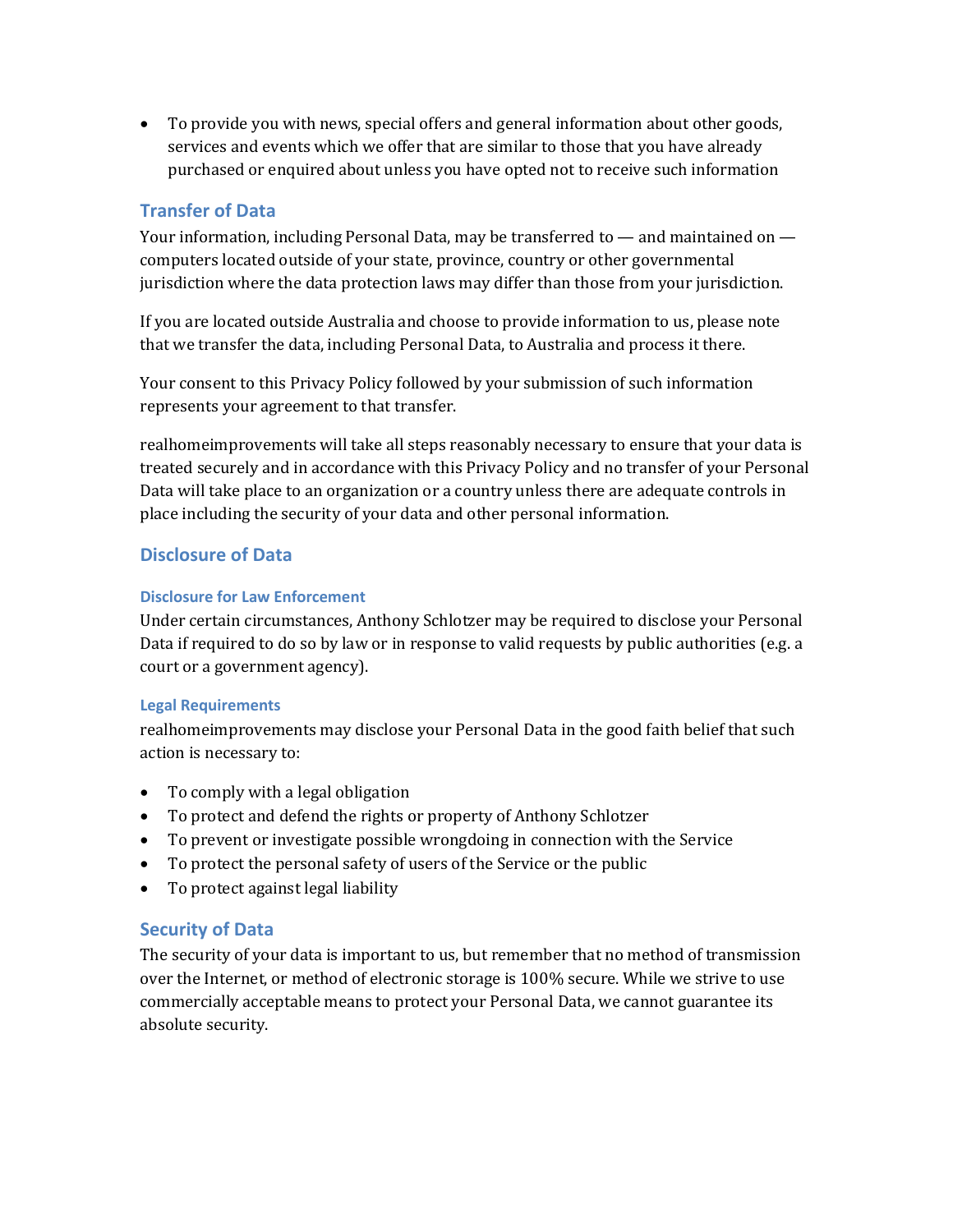- To provide you with news, special offers and general information about other goods, services and events which we offer that are similar to those that you have already purchased or enquired about unless you have opted not to receive such information

## Transfer of Data

Your information, including Personal Data, may be transferred to — and maintained on — computers located outside of your state, province, country or other governmental jurisdiction where the data protection laws may differ than those from your jurisdiction.

If you are located outside Australia and choose to provide information to us, please note that we transfer the data, including Personal Data, to Australia and process it there.

Your consent to this Privacy Policy followed by your submission of such information represents your agreement to that transfer.

realhomeimprovements will take all steps reasonably necessary to ensure that your data is treated securely and in accordance with this Privacy Policy and no transfer of your Personal Data will take place to an organization or a country unless there are adequate controls in place including the security of your data and other personal information.

## Disclosure of Data

### Disclosure for Law Enforcement

Under certain circumstances, Anthony Schlotzer may be required to disclose your Personal Data if required to do so by law or in response to valid requests by public authorities (e.g. a court or a government agency).

### Legal Requirements

realhomeimprovements may disclose your Personal Data in the good faith belief that such action is necessary to:

- To comply with a legal obligation
- To protect and defend the rights or property of Anthony Schlotzer
- To prevent or investigate possible wrongdoing in connection with the Service
- To protect the personal safety of users of the Service or the public
- To protect against legal liability

## Security of Data

The security of your data is important to us, but remember that no method of transmission over the Internet, or method of electronic storage is 100% secure. While we strive to use commercially acceptable means to protect your Personal Data, we cannot guarantee its absolute security.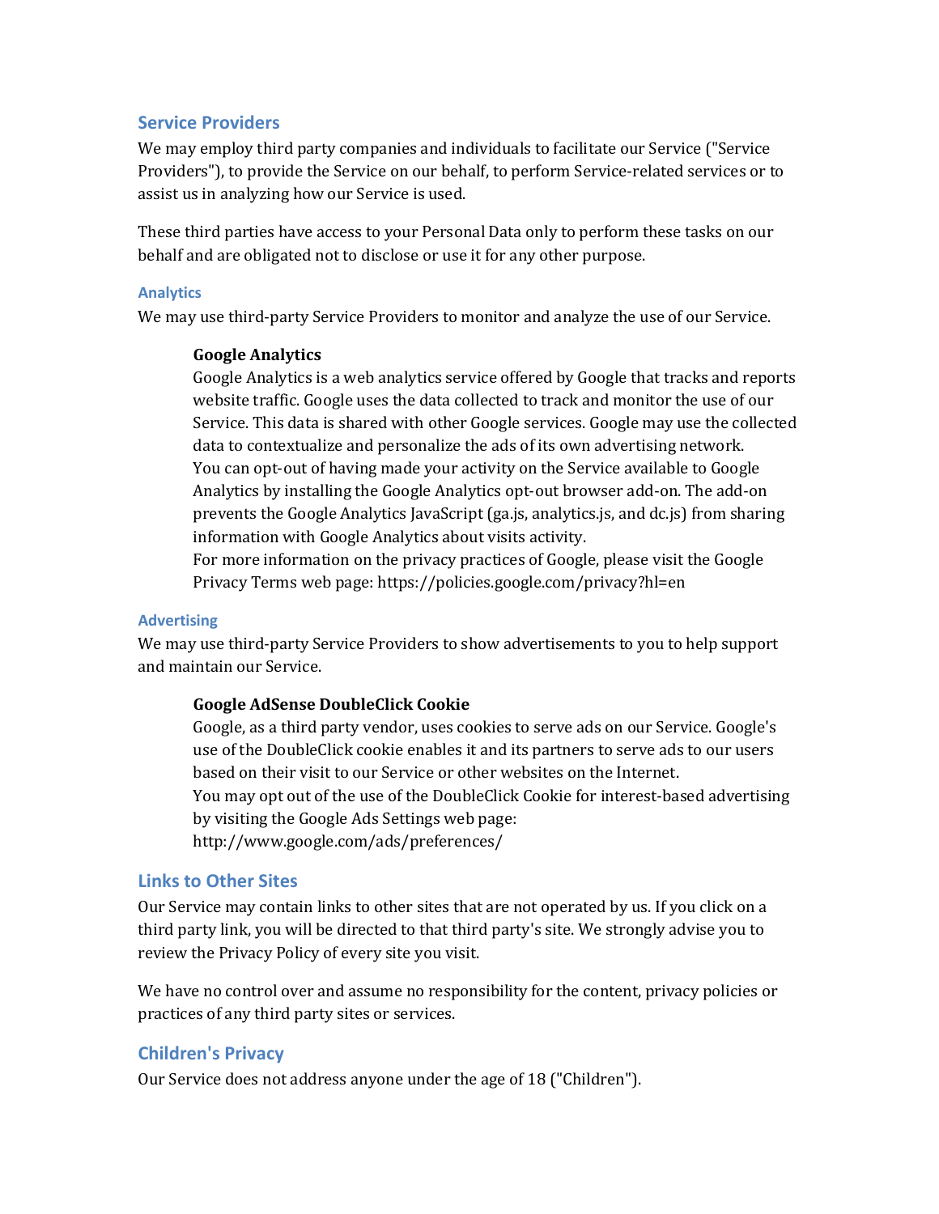## Service Providers

We may employ third party companies and individuals to facilitate our Service ("Service Providers"), to provide the Service on our behalf, to perform Service-related services or to assist us in analyzing how our Service is used.

These third parties have access to your Personal Data only to perform these tasks on our behalf and are obligated not to disclose or use it for any other purpose.

### Analytics

We may use third-party Service Providers to monitor and analyze the use of our Service.

**Google Analytics**
Google Analytics is a web analytics service offered by Google that tracks and reports website traffic. Google uses the data collected to track and monitor the use of our Service. This data is shared with other Google services. Google may use the collected data to contextualize and personalize the ads of its own advertising network.
You can opt-out of having made your activity on the Service available to Google Analytics by installing the Google Analytics opt-out browser add-on. The add-on prevents the Google Analytics JavaScript (ga.js, analytics.js, and dc.js) from sharing information with Google Analytics about visits activity.
For more information on the privacy practices of Google, please visit the Google Privacy Terms web page: https://policies.google.com/privacy?hl=en

### Advertising

We may use third-party Service Providers to show advertisements to you to help support and maintain our Service.

**Google AdSense DoubleClick Cookie**
Google, as a third party vendor, uses cookies to serve ads on our Service. Google's use of the DoubleClick cookie enables it and its partners to serve ads to our users based on their visit to our Service or other websites on the Internet.
You may opt out of the use of the DoubleClick Cookie for interest-based advertising by visiting the Google Ads Settings web page:
http://www.google.com/ads/preferences/

## Links to Other Sites

Our Service may contain links to other sites that are not operated by us. If you click on a third party link, you will be directed to that third party's site. We strongly advise you to review the Privacy Policy of every site you visit.

We have no control over and assume no responsibility for the content, privacy policies or practices of any third party sites or services.

## Children's Privacy

Our Service does not address anyone under the age of 18 ("Children").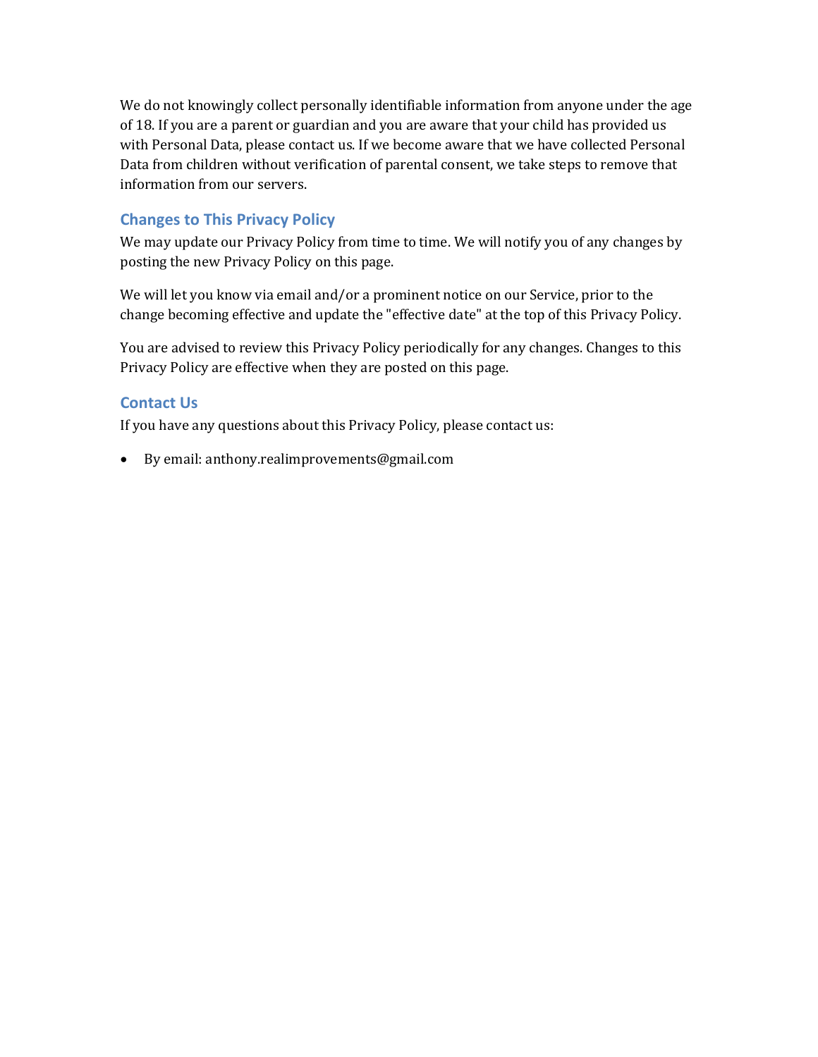We do not knowingly collect personally identifiable information from anyone under the age of 18. If you are a parent or guardian and you are aware that your child has provided us with Personal Data, please contact us. If we become aware that we have collected Personal Data from children without verification of parental consent, we take steps to remove that information from our servers.

## Changes to This Privacy Policy

We may update our Privacy Policy from time to time. We will notify you of any changes by posting the new Privacy Policy on this page.

We will let you know via email and/or a prominent notice on our Service, prior to the change becoming effective and update the "effective date" at the top of this Privacy Policy.

You are advised to review this Privacy Policy periodically for any changes. Changes to this Privacy Policy are effective when they are posted on this page.

## Contact Us

If you have any questions about this Privacy Policy, please contact us:

- By email: anthony.realimprovements@gmail.com